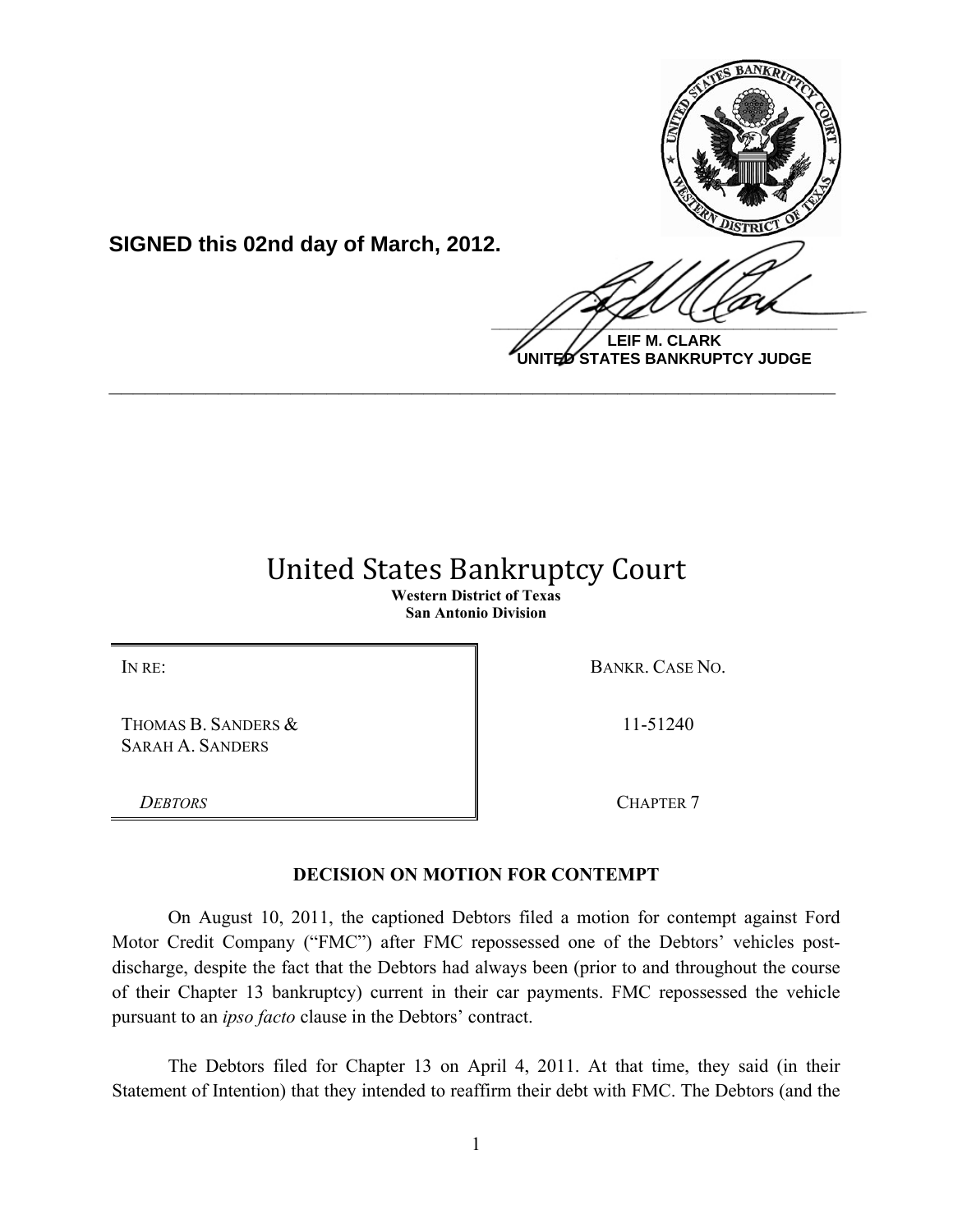**SIGNED this 02nd day of March, 2012.**

**LEIF M. CLARK**
**UNITED STATES BANKRUPTCY JUDGE**

---

# United States Bankruptcy Court

**Western District of Texas**
**San Antonio Division**

| | |
|---|---|
| IN RE: | BANKR. CASE NO. |
| THOMAS B. SANDERS & SARAH A. SANDERS | 11-51240 |
| *DEBTORS* | CHAPTER 7 |

**DECISION ON MOTION FOR CONTEMPT**

On August 10, 2011, the captioned Debtors filed a motion for contempt against Ford Motor Credit Company ("FMC") after FMC repossessed one of the Debtors' vehicles post-discharge, despite the fact that the Debtors had always been (prior to and throughout the course of their Chapter 13 bankruptcy) current in their car payments. FMC repossessed the vehicle pursuant to an *ipso facto* clause in the Debtors' contract.

The Debtors filed for Chapter 13 on April 4, 2011. At that time, they said (in their Statement of Intention) that they intended to reaffirm their debt with FMC. The Debtors (and the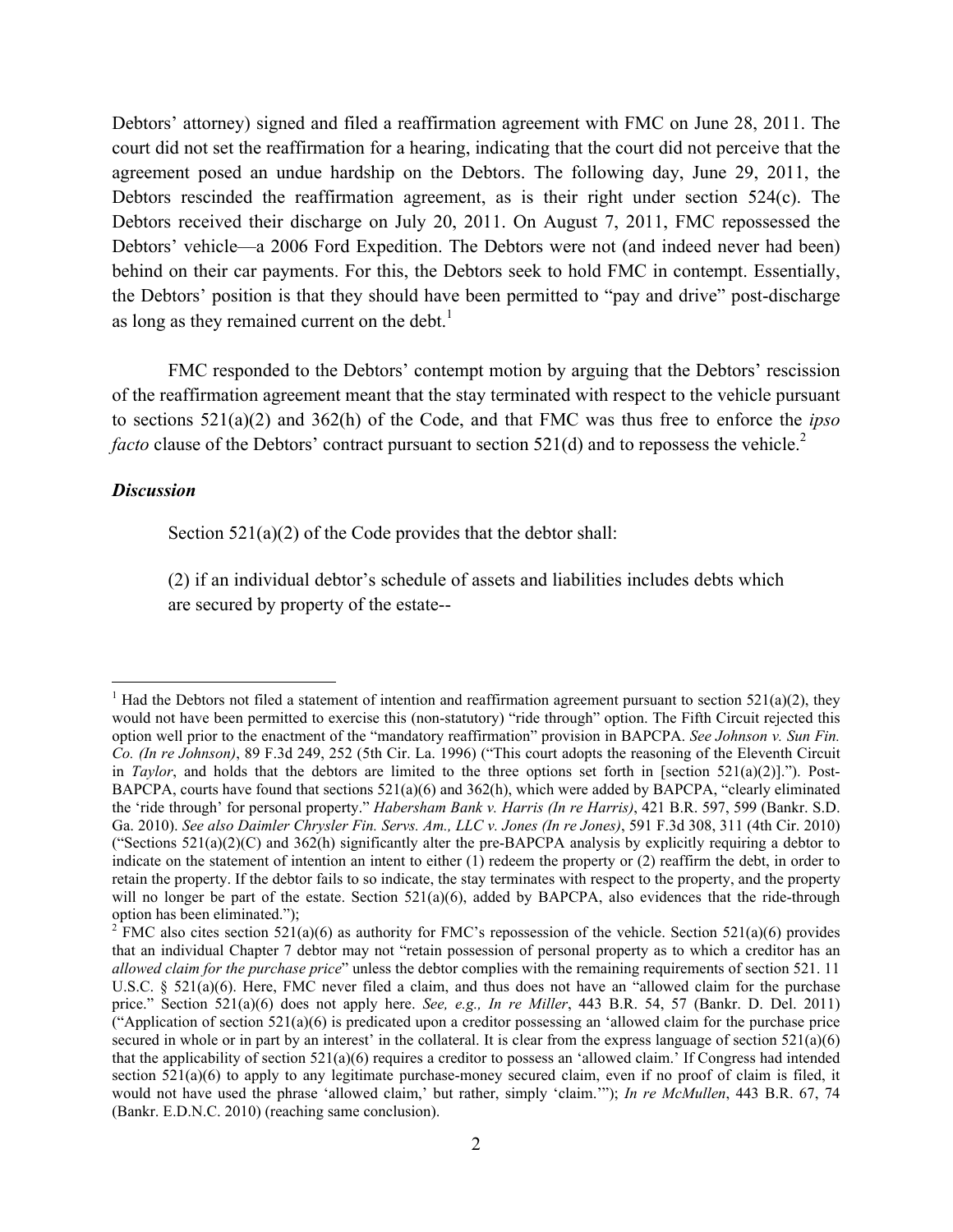Debtors' attorney) signed and filed a reaffirmation agreement with FMC on June 28, 2011. The court did not set the reaffirmation for a hearing, indicating that the court did not perceive that the agreement posed an undue hardship on the Debtors. The following day, June 29, 2011, the Debtors rescinded the reaffirmation agreement, as is their right under section 524(c). The Debtors received their discharge on July 20, 2011. On August 7, 2011, FMC repossessed the Debtors' vehicle—a 2006 Ford Expedition. The Debtors were not (and indeed never had been) behind on their car payments. For this, the Debtors seek to hold FMC in contempt. Essentially, the Debtors' position is that they should have been permitted to "pay and drive" post-discharge as long as they remained current on the debt.[1]

FMC responded to the Debtors' contempt motion by arguing that the Debtors' rescission of the reaffirmation agreement meant that the stay terminated with respect to the vehicle pursuant to sections 521(a)(2) and 362(h) of the Code, and that FMC was thus free to enforce the *ipso facto* clause of the Debtors' contract pursuant to section 521(d) and to repossess the vehicle.[2]

***Discussion***

Section 521(a)(2) of the Code provides that the debtor shall:

> (2) if an individual debtor's schedule of assets and liabilities includes debts which are secured by property of the estate--

---

[1] Had the Debtors not filed a statement of intention and reaffirmation agreement pursuant to section 521(a)(2), they would not have been permitted to exercise this (non-statutory) "ride through" option. The Fifth Circuit rejected this option well prior to the enactment of the "mandatory reaffirmation" provision in BAPCPA. *See Johnson v. Sun Fin. Co. (In re Johnson)*, 89 F.3d 249, 252 (5th Cir. La. 1996) ("This court adopts the reasoning of the Eleventh Circuit in *Taylor*, and holds that the debtors are limited to the three options set forth in [section 521(a)(2)]."). Post-BAPCPA, courts have found that sections 521(a)(6) and 362(h), which were added by BAPCPA, "clearly eliminated the 'ride through' for personal property." *Habersham Bank v. Harris (In re Harris)*, 421 B.R. 597, 599 (Bankr. S.D. Ga. 2010). *See also Daimler Chrysler Fin. Servs. Am., LLC v. Jones (In re Jones)*, 591 F.3d 308, 311 (4th Cir. 2010) ("Sections 521(a)(2)(C) and 362(h) significantly alter the pre-BAPCPA analysis by explicitly requiring a debtor to indicate on the statement of intention an intent to either (1) redeem the property or (2) reaffirm the debt, in order to retain the property. If the debtor fails to so indicate, the stay terminates with respect to the property, and the property will no longer be part of the estate. Section 521(a)(6), added by BAPCPA, also evidences that the ride-through option has been eliminated.");

[2] FMC also cites section 521(a)(6) as authority for FMC's repossession of the vehicle. Section 521(a)(6) provides that an individual Chapter 7 debtor may not "retain possession of personal property as to which a creditor has an *allowed claim for the purchase price*" unless the debtor complies with the remaining requirements of section 521. 11 U.S.C. § 521(a)(6). Here, FMC never filed a claim, and thus does not have an "allowed claim for the purchase price." Section 521(a)(6) does not apply here. *See, e.g., In re Miller*, 443 B.R. 54, 57 (Bankr. D. Del. 2011) ("Application of section 521(a)(6) is predicated upon a creditor possessing an 'allowed claim for the purchase price secured in whole or in part by an interest' in the collateral. It is clear from the express language of section 521(a)(6) that the applicability of section 521(a)(6) requires a creditor to possess an 'allowed claim.' If Congress had intended section 521(a)(6) to apply to any legitimate purchase-money secured claim, even if no proof of claim is filed, it would not have used the phrase 'allowed claim,' but rather, simply 'claim.'"); *In re McMullen*, 443 B.R. 67, 74 (Bankr. E.D.N.C. 2010) (reaching same conclusion).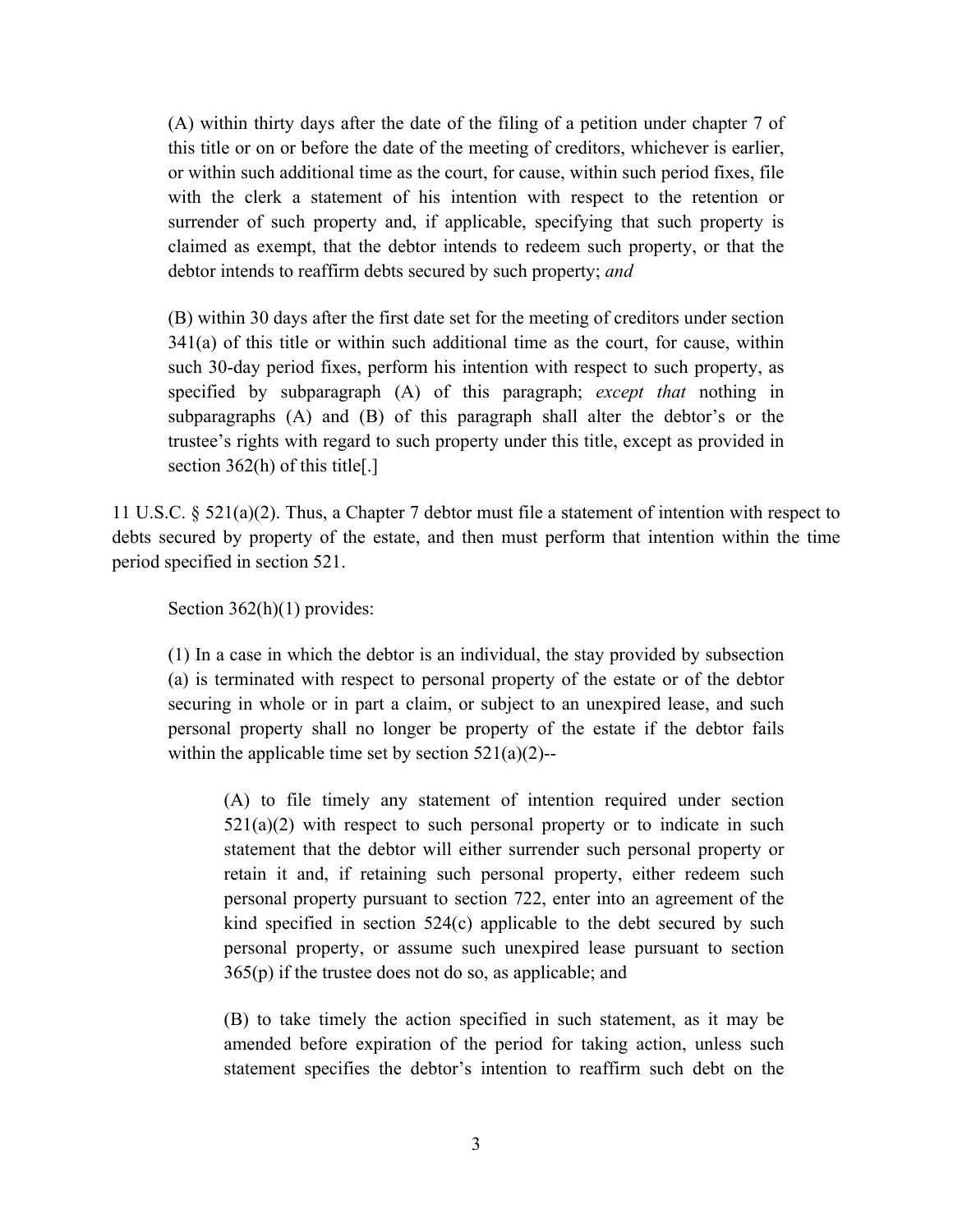> (A) within thirty days after the date of the filing of a petition under chapter 7 of this title or on or before the date of the meeting of creditors, whichever is earlier, or within such additional time as the court, for cause, within such period fixes, file with the clerk a statement of his intention with respect to the retention or surrender of such property and, if applicable, specifying that such property is claimed as exempt, that the debtor intends to redeem such property, or that the debtor intends to reaffirm debts secured by such property; *and*
>
> (B) within 30 days after the first date set for the meeting of creditors under section 341(a) of this title or within such additional time as the court, for cause, within such 30-day period fixes, perform his intention with respect to such property, as specified by subparagraph (A) of this paragraph; *except that* nothing in subparagraphs (A) and (B) of this paragraph shall alter the debtor's or the trustee's rights with regard to such property under this title, except as provided in section 362(h) of this title[.]

11 U.S.C. § 521(a)(2). Thus, a Chapter 7 debtor must file a statement of intention with respect to debts secured by property of the estate, and then must perform that intention within the time period specified in section 521.

Section 362(h)(1) provides:

> (1) In a case in which the debtor is an individual, the stay provided by subsection (a) is terminated with respect to personal property of the estate or of the debtor securing in whole or in part a claim, or subject to an unexpired lease, and such personal property shall no longer be property of the estate if the debtor fails within the applicable time set by section 521(a)(2)--
>
> > (A) to file timely any statement of intention required under section 521(a)(2) with respect to such personal property or to indicate in such statement that the debtor will either surrender such personal property or retain it and, if retaining such personal property, either redeem such personal property pursuant to section 722, enter into an agreement of the kind specified in section 524(c) applicable to the debt secured by such personal property, or assume such unexpired lease pursuant to section 365(p) if the trustee does not do so, as applicable; and
> >
> > (B) to take timely the action specified in such statement, as it may be amended before expiration of the period for taking action, unless such statement specifies the debtor's intention to reaffirm such debt on the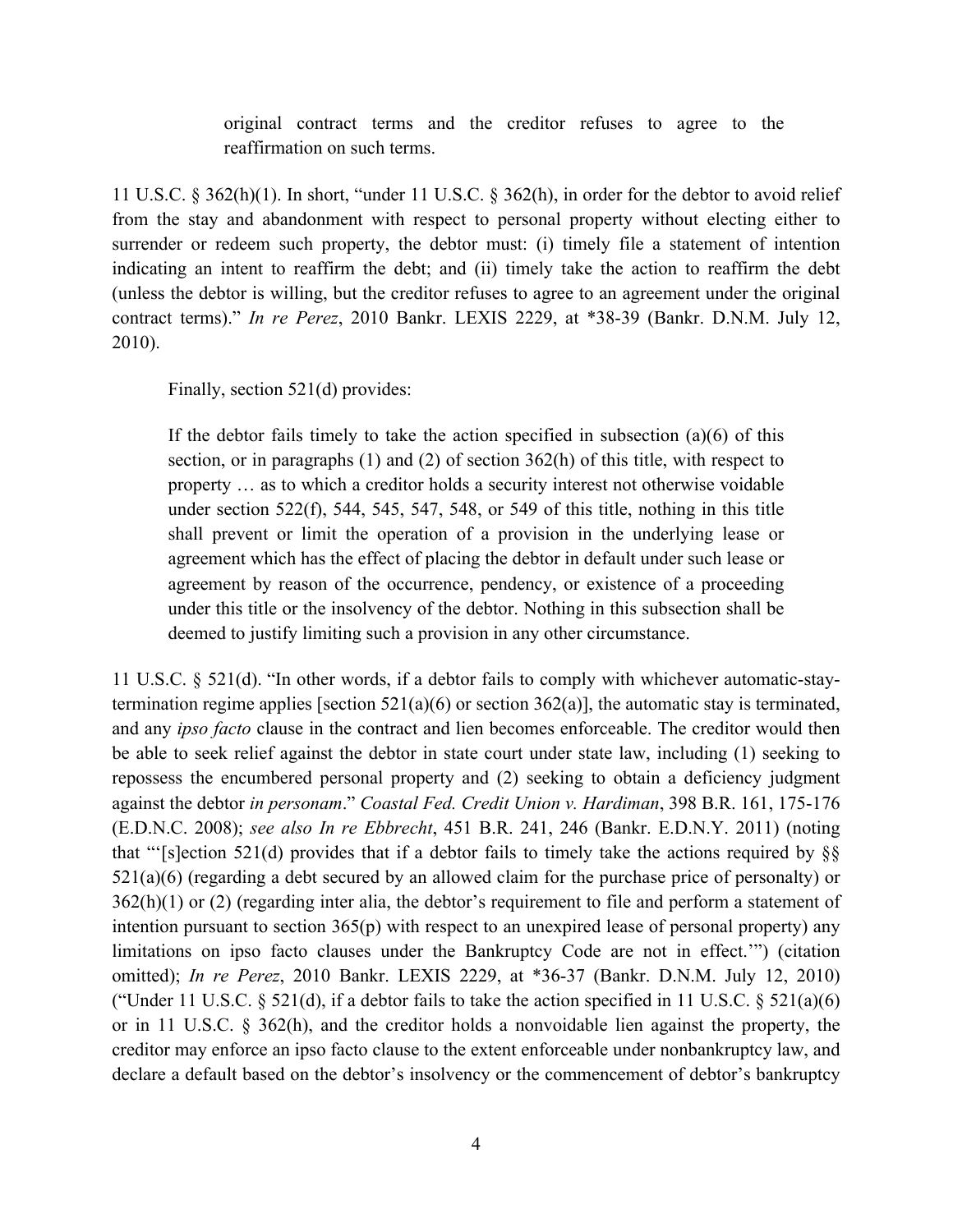> original contract terms and the creditor refuses to agree to the reaffirmation on such terms.

11 U.S.C. § 362(h)(1). In short, "under 11 U.S.C. § 362(h), in order for the debtor to avoid relief from the stay and abandonment with respect to personal property without electing either to surrender or redeem such property, the debtor must: (i) timely file a statement of intention indicating an intent to reaffirm the debt; and (ii) timely take the action to reaffirm the debt (unless the debtor is willing, but the creditor refuses to agree to an agreement under the original contract terms)." *In re Perez*, 2010 Bankr. LEXIS 2229, at *38-39 (Bankr. D.N.M. July 12, 2010).

Finally, section 521(d) provides:

> If the debtor fails timely to take the action specified in subsection (a)(6) of this section, or in paragraphs (1) and (2) of section 362(h) of this title, with respect to property … as to which a creditor holds a security interest not otherwise voidable under section 522(f), 544, 545, 547, 548, or 549 of this title, nothing in this title shall prevent or limit the operation of a provision in the underlying lease or agreement which has the effect of placing the debtor in default under such lease or agreement by reason of the occurrence, pendency, or existence of a proceeding under this title or the insolvency of the debtor. Nothing in this subsection shall be deemed to justify limiting such a provision in any other circumstance.

11 U.S.C. § 521(d). "In other words, if a debtor fails to comply with whichever automatic-stay-termination regime applies [section 521(a)(6) or section 362(a)], the automatic stay is terminated, and any *ipso facto* clause in the contract and lien becomes enforceable. The creditor would then be able to seek relief against the debtor in state court under state law, including (1) seeking to repossess the encumbered personal property and (2) seeking to obtain a deficiency judgment against the debtor *in personam*." *Coastal Fed. Credit Union v. Hardiman*, 398 B.R. 161, 175-176 (E.D.N.C. 2008); *see also In re Ebbrecht*, 451 B.R. 241, 246 (Bankr. E.D.N.Y. 2011) (noting that "'[s]ection 521(d) provides that if a debtor fails to timely take the actions required by §§ 521(a)(6) (regarding a debt secured by an allowed claim for the purchase price of personalty) or 362(h)(1) or (2) (regarding inter alia, the debtor's requirement to file and perform a statement of intention pursuant to section 365(p) with respect to an unexpired lease of personal property) any limitations on ipso facto clauses under the Bankruptcy Code are not in effect.'") (citation omitted); *In re Perez*, 2010 Bankr. LEXIS 2229, at *36-37 (Bankr. D.N.M. July 12, 2010) ("Under 11 U.S.C. § 521(d), if a debtor fails to take the action specified in 11 U.S.C. § 521(a)(6) or in 11 U.S.C. § 362(h), and the creditor holds a nonvoidable lien against the property, the creditor may enforce an ipso facto clause to the extent enforceable under nonbankruptcy law, and declare a default based on the debtor's insolvency or the commencement of debtor's bankruptcy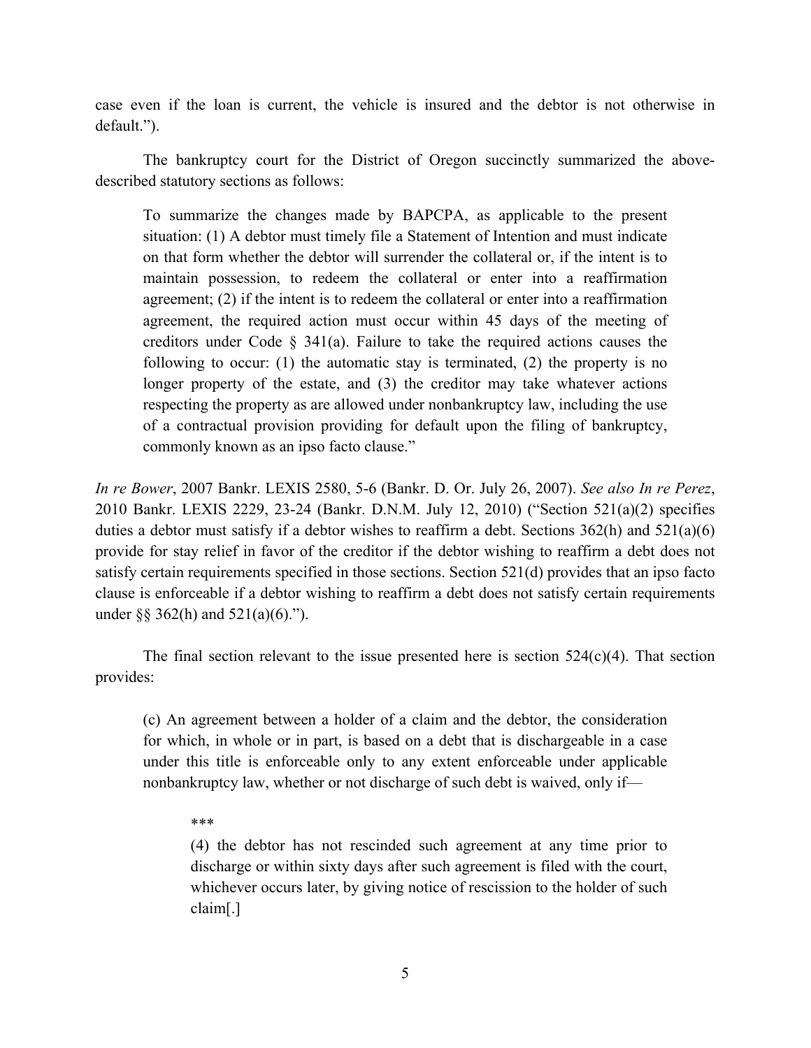case even if the loan is current, the vehicle is insured and the debtor is not otherwise in default.").

The bankruptcy court for the District of Oregon succinctly summarized the above-described statutory sections as follows:

> To summarize the changes made by BAPCPA, as applicable to the present situation: (1) A debtor must timely file a Statement of Intention and must indicate on that form whether the debtor will surrender the collateral or, if the intent is to maintain possession, to redeem the collateral or enter into a reaffirmation agreement; (2) if the intent is to redeem the collateral or enter into a reaffirmation agreement, the required action must occur within 45 days of the meeting of creditors under Code § 341(a). Failure to take the required actions causes the following to occur: (1) the automatic stay is terminated, (2) the property is no longer property of the estate, and (3) the creditor may take whatever actions respecting the property as are allowed under nonbankruptcy law, including the use of a contractual provision providing for default upon the filing of bankruptcy, commonly known as an ipso facto clause."

*In re Bower*, 2007 Bankr. LEXIS 2580, 5-6 (Bankr. D. Or. July 26, 2007). *See also In re Perez*, 2010 Bankr. LEXIS 2229, 23-24 (Bankr. D.N.M. July 12, 2010) ("Section 521(a)(2) specifies duties a debtor must satisfy if a debtor wishes to reaffirm a debt. Sections 362(h) and 521(a)(6) provide for stay relief in favor of the creditor if the debtor wishing to reaffirm a debt does not satisfy certain requirements specified in those sections. Section 521(d) provides that an ipso facto clause is enforceable if a debtor wishing to reaffirm a debt does not satisfy certain requirements under §§ 362(h) and 521(a)(6).").

The final section relevant to the issue presented here is section 524(c)(4). That section provides:

> (c) An agreement between a holder of a claim and the debtor, the consideration for which, in whole or in part, is based on a debt that is dischargeable in a case under this title is enforceable only to any extent enforceable under applicable nonbankruptcy law, whether or not discharge of such debt is waived, only if—
>
> \*\*\*
>
> > (4) the debtor has not rescinded such agreement at any time prior to discharge or within sixty days after such agreement is filed with the court, whichever occurs later, by giving notice of rescission to the holder of such claim[.]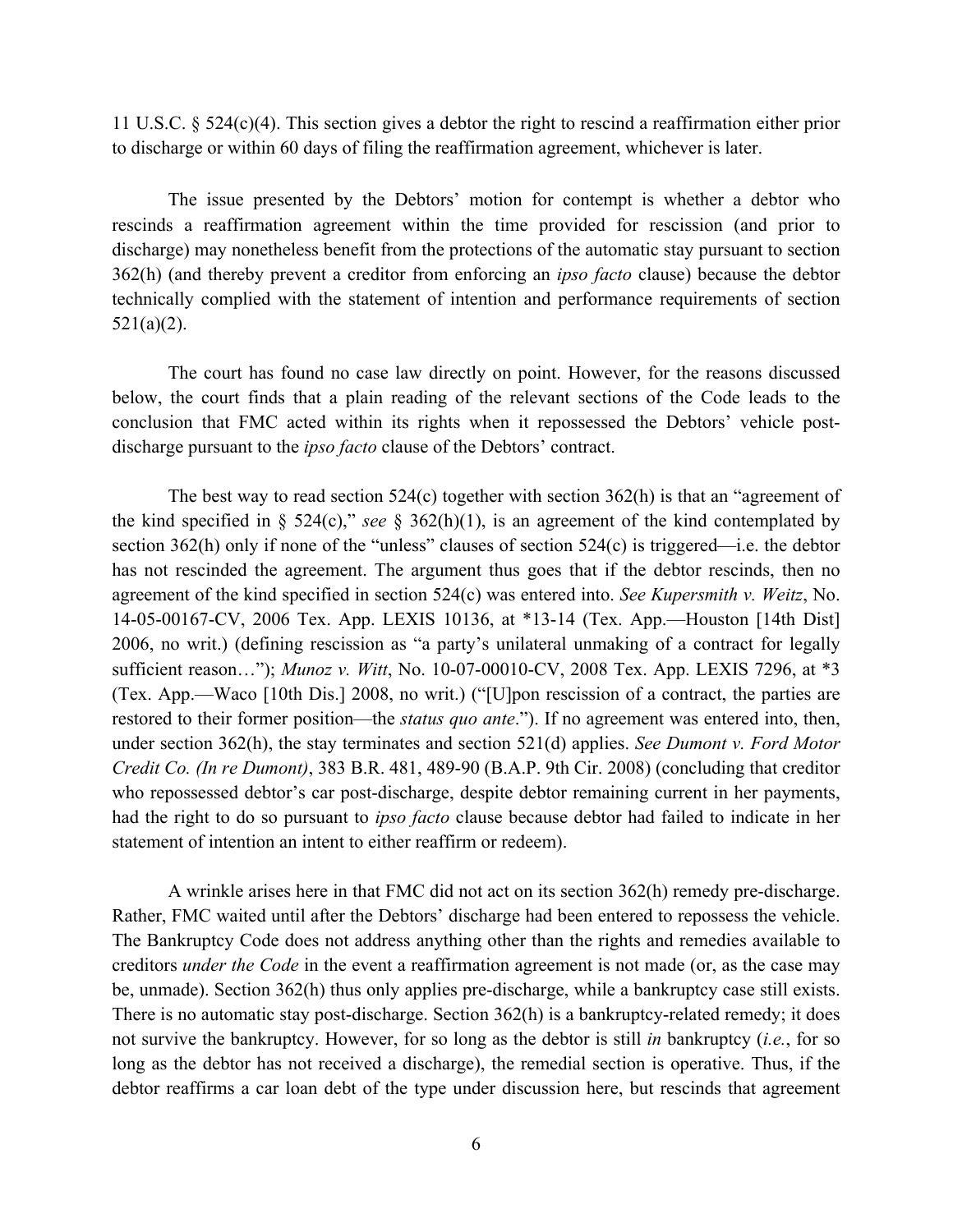11 U.S.C. § 524(c)(4). This section gives a debtor the right to rescind a reaffirmation either prior to discharge or within 60 days of filing the reaffirmation agreement, whichever is later.

The issue presented by the Debtors' motion for contempt is whether a debtor who rescinds a reaffirmation agreement within the time provided for rescission (and prior to discharge) may nonetheless benefit from the protections of the automatic stay pursuant to section 362(h) (and thereby prevent a creditor from enforcing an *ipso facto* clause) because the debtor technically complied with the statement of intention and performance requirements of section 521(a)(2).

The court has found no case law directly on point. However, for the reasons discussed below, the court finds that a plain reading of the relevant sections of the Code leads to the conclusion that FMC acted within its rights when it repossessed the Debtors' vehicle post-discharge pursuant to the *ipso facto* clause of the Debtors' contract.

The best way to read section 524(c) together with section 362(h) is that an "agreement of the kind specified in § 524(c)," *see* § 362(h)(1), is an agreement of the kind contemplated by section 362(h) only if none of the "unless" clauses of section 524(c) is triggered—i.e. the debtor has not rescinded the agreement. The argument thus goes that if the debtor rescinds, then no agreement of the kind specified in section 524(c) was entered into. *See Kupersmith v. Weitz*, No. 14-05-00167-CV, 2006 Tex. App. LEXIS 10136, at *13-14 (Tex. App.—Houston [14th Dist] 2006, no writ.) (defining rescission as "a party's unilateral unmaking of a contract for legally sufficient reason…"); *Munoz v. Witt*, No. 10-07-00010-CV, 2008 Tex. App. LEXIS 7296, at *3 (Tex. App.—Waco [10th Dis.] 2008, no writ.) ("[U]pon rescission of a contract, the parties are restored to their former position—the *status quo ante*."). If no agreement was entered into, then, under section 362(h), the stay terminates and section 521(d) applies. *See Dumont v. Ford Motor Credit Co. (In re Dumont)*, 383 B.R. 481, 489-90 (B.A.P. 9th Cir. 2008) (concluding that creditor who repossessed debtor's car post-discharge, despite debtor remaining current in her payments, had the right to do so pursuant to *ipso facto* clause because debtor had failed to indicate in her statement of intention an intent to either reaffirm or redeem).

A wrinkle arises here in that FMC did not act on its section 362(h) remedy pre-discharge. Rather, FMC waited until after the Debtors' discharge had been entered to repossess the vehicle. The Bankruptcy Code does not address anything other than the rights and remedies available to creditors *under the Code* in the event a reaffirmation agreement is not made (or, as the case may be, unmade). Section 362(h) thus only applies pre-discharge, while a bankruptcy case still exists. There is no automatic stay post-discharge. Section 362(h) is a bankruptcy-related remedy; it does not survive the bankruptcy. However, for so long as the debtor is still *in* bankruptcy (*i.e.*, for so long as the debtor has not received a discharge), the remedial section is operative. Thus, if the debtor reaffirms a car loan debt of the type under discussion here, but rescinds that agreement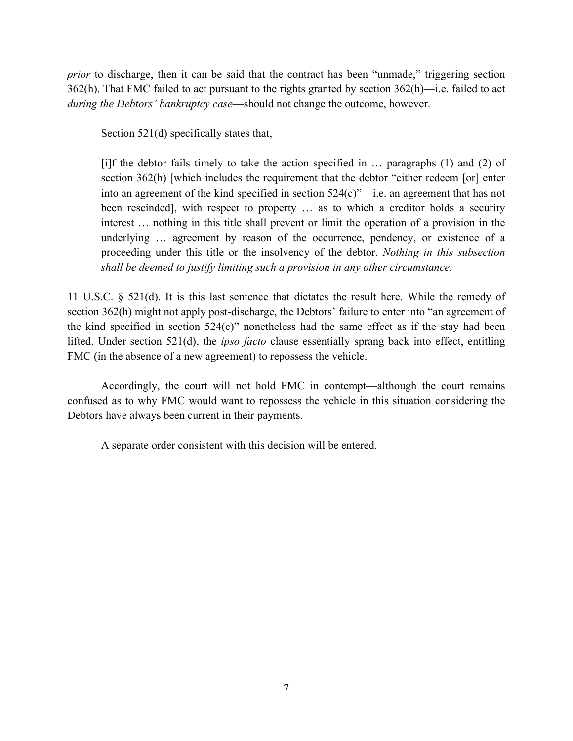*prior* to discharge, then it can be said that the contract has been "unmade," triggering section 362(h). That FMC failed to act pursuant to the rights granted by section 362(h)—i.e. failed to act *during the Debtors' bankruptcy case*—should not change the outcome, however.

Section 521(d) specifically states that,

> [i]f the debtor fails timely to take the action specified in … paragraphs (1) and (2) of section 362(h) [which includes the requirement that the debtor "either redeem [or] enter into an agreement of the kind specified in section 524(c)"—i.e. an agreement that has not been rescinded], with respect to property … as to which a creditor holds a security interest … nothing in this title shall prevent or limit the operation of a provision in the underlying … agreement by reason of the occurrence, pendency, or existence of a proceeding under this title or the insolvency of the debtor. *Nothing in this subsection shall be deemed to justify limiting such a provision in any other circumstance*.

11 U.S.C. § 521(d). It is this last sentence that dictates the result here. While the remedy of section 362(h) might not apply post-discharge, the Debtors' failure to enter into "an agreement of the kind specified in section 524(c)" nonetheless had the same effect as if the stay had been lifted. Under section 521(d), the *ipso facto* clause essentially sprang back into effect, entitling FMC (in the absence of a new agreement) to repossess the vehicle.

Accordingly, the court will not hold FMC in contempt—although the court remains confused as to why FMC would want to repossess the vehicle in this situation considering the Debtors have always been current in their payments.

A separate order consistent with this decision will be entered.